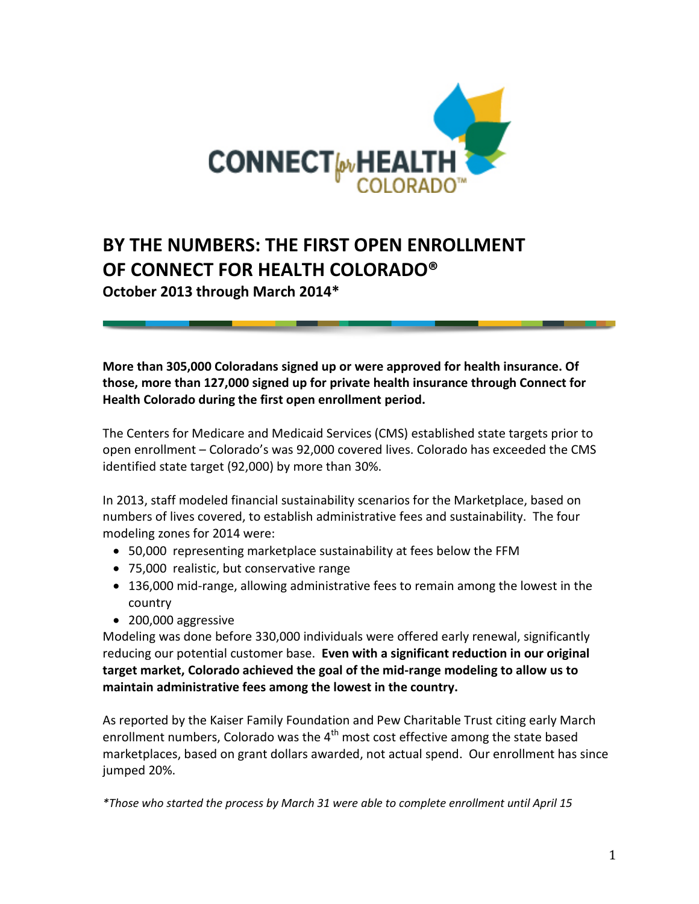# BY THE NUMBERS: THE FIRST OPEN ENROLLMENT OF CONNECT FOR HEALTH COLORADO®

**October 2013 through March 2014***

**More than 305,000 Coloradans signed up or were approved for health insurance. Of those, more than 127,000 signed up for private health insurance through Connect for Health Colorado during the first open enrollment period.**

The Centers for Medicare and Medicaid Services (CMS) established state targets prior to open enrollment – Colorado's was 92,000 covered lives. Colorado has exceeded the CMS identified state target (92,000) by more than 30%.

In 2013, staff modeled financial sustainability scenarios for the Marketplace, based on numbers of lives covered, to establish administrative fees and sustainability. The four modeling zones for 2014 were:

- 50,000 representing marketplace sustainability at fees below the FFM
- 75,000 realistic, but conservative range
- 136,000 mid-range, allowing administrative fees to remain among the lowest in the country
- 200,000 aggressive

Modeling was done before 330,000 individuals were offered early renewal, significantly reducing our potential customer base. **Even with a significant reduction in our original target market, Colorado achieved the goal of the mid-range modeling to allow us to maintain administrative fees among the lowest in the country.**

As reported by the Kaiser Family Foundation and Pew Charitable Trust citing early March enrollment numbers, Colorado was the 4th most cost effective among the state based marketplaces, based on grant dollars awarded, not actual spend. Our enrollment has since jumped 20%.

*\*Those who started the process by March 31 were able to complete enrollment until April 15*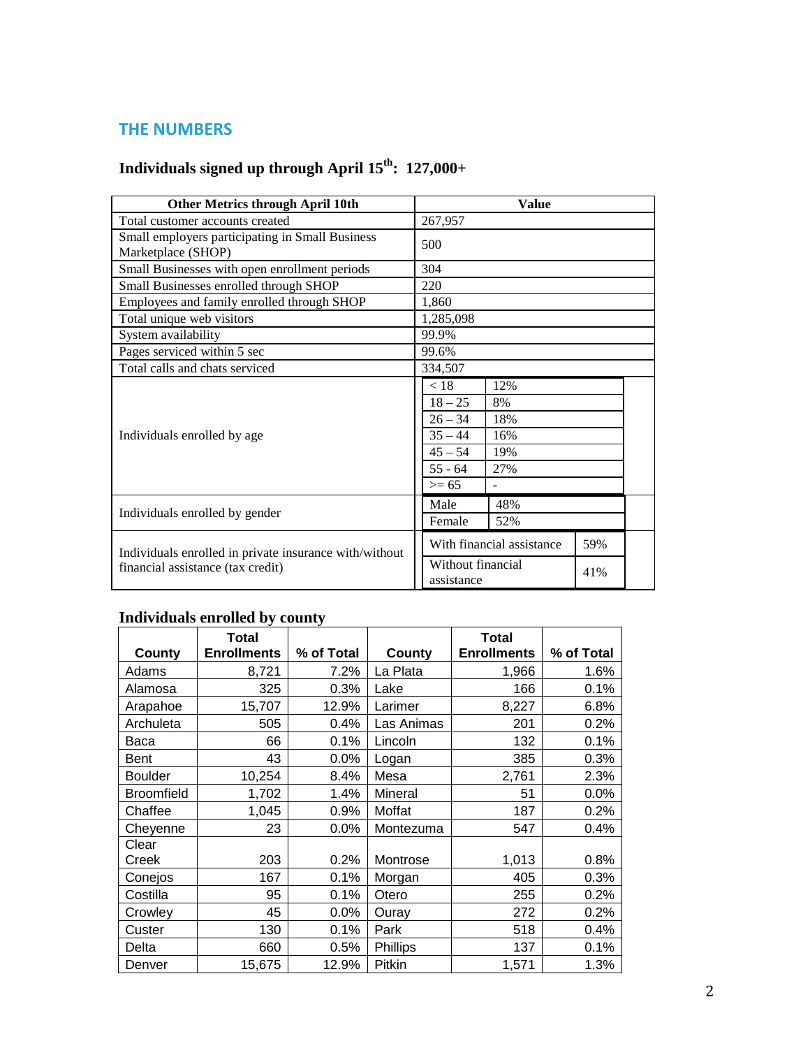## THE NUMBERS

### Individuals signed up through April 15th: 127,000+

| Other Metrics through April 10th | Value | |
|---|---|---|
| Total customer accounts created | 267,957 | |
| Small employers participating in Small Business Marketplace (SHOP) | 500 | |
| Small Businesses with open enrollment periods | 304 | |
| Small Businesses enrolled through SHOP | 220 | |
| Employees and family enrolled through SHOP | 1,860 | |
| Total unique web visitors | 1,285,098 | |
| System availability | 99.9% | |
| Pages serviced within 5 sec | 99.6% | |
| Total calls and chats serviced | 334,507 | |
| Individuals enrolled by age | < 18 | 12% |
| | 18 – 25 | 8% |
| | 26 – 34 | 18% |
| | 35 – 44 | 16% |
| | 45 – 54 | 19% |
| | 55 - 64 | 27% |
| | >= 65 | - |
| Individuals enrolled by gender | Male | 48% |
| | Female | 52% |
| Individuals enrolled in private insurance with/without financial assistance (tax credit) | With financial assistance | 59% |
| | Without financial assistance | 41% |

### Individuals enrolled by county

| County | Total Enrollments | % of Total | County | Total Enrollments | % of Total |
|---|---|---|---|---|---|
| Adams | 8,721 | 7.2% | La Plata | 1,966 | 1.6% |
| Alamosa | 325 | 0.3% | Lake | 166 | 0.1% |
| Arapahoe | 15,707 | 12.9% | Larimer | 8,227 | 6.8% |
| Archuleta | 505 | 0.4% | Las Animas | 201 | 0.2% |
| Baca | 66 | 0.1% | Lincoln | 132 | 0.1% |
| Bent | 43 | 0.0% | Logan | 385 | 0.3% |
| Boulder | 10,254 | 8.4% | Mesa | 2,761 | 2.3% |
| Broomfield | 1,702 | 1.4% | Mineral | 51 | 0.0% |
| Chaffee | 1,045 | 0.9% | Moffat | 187 | 0.2% |
| Cheyenne | 23 | 0.0% | Montezuma | 547 | 0.4% |
| Clear Creek | 203 | 0.2% | Montrose | 1,013 | 0.8% |
| Conejos | 167 | 0.1% | Morgan | 405 | 0.3% |
| Costilla | 95 | 0.1% | Otero | 255 | 0.2% |
| Crowley | 45 | 0.0% | Ouray | 272 | 0.2% |
| Custer | 130 | 0.1% | Park | 518 | 0.4% |
| Delta | 660 | 0.5% | Phillips | 137 | 0.1% |
| Denver | 15,675 | 12.9% | Pitkin | 1,571 | 1.3% |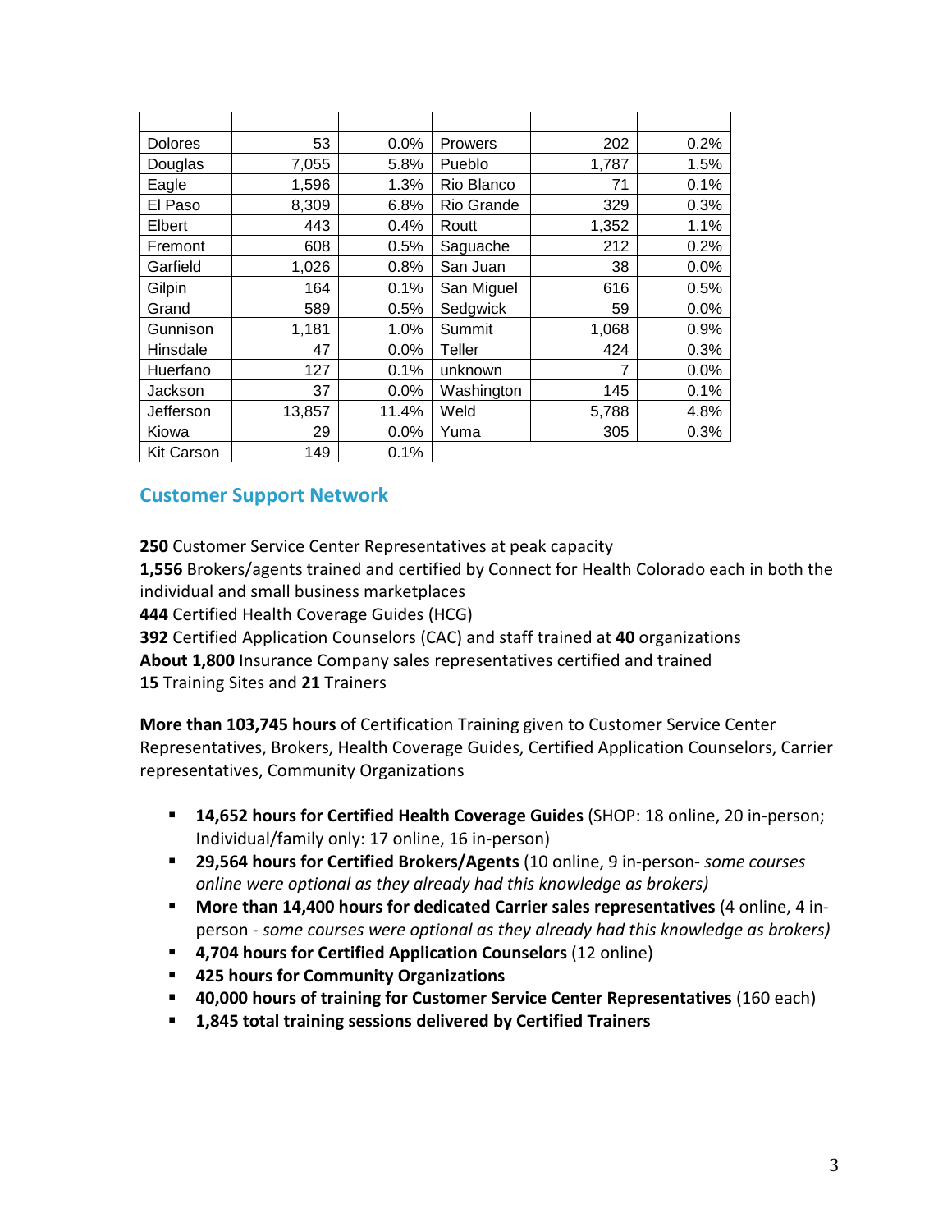| | | | | | |
|---|---|---|---|---|---|
| Dolores | 53 | 0.0% | Prowers | 202 | 0.2% |
| Douglas | 7,055 | 5.8% | Pueblo | 1,787 | 1.5% |
| Eagle | 1,596 | 1.3% | Rio Blanco | 71 | 0.1% |
| El Paso | 8,309 | 6.8% | Rio Grande | 329 | 0.3% |
| Elbert | 443 | 0.4% | Routt | 1,352 | 1.1% |
| Fremont | 608 | 0.5% | Saguache | 212 | 0.2% |
| Garfield | 1,026 | 0.8% | San Juan | 38 | 0.0% |
| Gilpin | 164 | 0.1% | San Miguel | 616 | 0.5% |
| Grand | 589 | 0.5% | Sedgwick | 59 | 0.0% |
| Gunnison | 1,181 | 1.0% | Summit | 1,068 | 0.9% |
| Hinsdale | 47 | 0.0% | Teller | 424 | 0.3% |
| Huerfano | 127 | 0.1% | unknown | 7 | 0.0% |
| Jackson | 37 | 0.0% | Washington | 145 | 0.1% |
| Jefferson | 13,857 | 11.4% | Weld | 5,788 | 4.8% |
| Kiowa | 29 | 0.0% | Yuma | 305 | 0.3% |
| Kit Carson | 149 | 0.1% | | | |

## Customer Support Network

**250** Customer Service Center Representatives at peak capacity
**1,556** Brokers/agents trained and certified by Connect for Health Colorado each in both the individual and small business marketplaces
**444** Certified Health Coverage Guides (HCG)
**392** Certified Application Counselors (CAC) and staff trained at **40** organizations
**About 1,800** Insurance Company sales representatives certified and trained
**15** Training Sites and **21** Trainers

**More than 103,745 hours** of Certification Training given to Customer Service Center Representatives, Brokers, Health Coverage Guides, Certified Application Counselors, Carrier representatives, Community Organizations

- **14,652 hours for Certified Health Coverage Guides** (SHOP: 18 online, 20 in-person; Individual/family only: 17 online, 16 in-person)
- **29,564 hours for Certified Brokers/Agents** (10 online, 9 in-person- *some courses online were optional as they already had this knowledge as brokers)*
- **More than 14,400 hours for dedicated Carrier sales representatives** (4 online, 4 in-person - *some courses were optional as they already had this knowledge as brokers)*
- **4,704 hours for Certified Application Counselors** (12 online)
- **425 hours for Community Organizations**
- **40,000 hours of training for Customer Service Center Representatives** (160 each)
- **1,845 total training sessions delivered by Certified Trainers**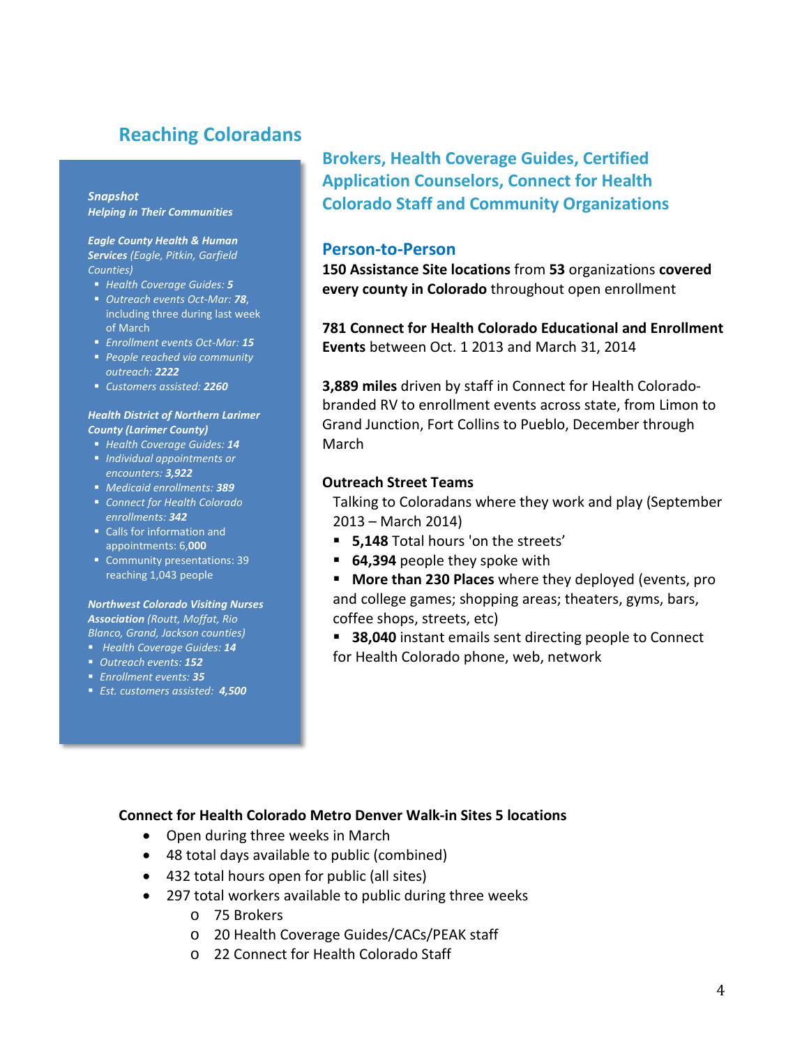## Reaching Coloradans

***Snapshot***
***Helping in Their Communities***

***Eagle County Health & Human Services*** *(Eagle, Pitkin, Garfield Counties)*

- *Health Coverage Guides:* ***5***
- *Outreach events Oct-Mar:* ***78****,* including three during last week of March
- *Enrollment events Oct-Mar:* ***15***
- *People reached via community outreach:* ***2222***
- *Customers assisted:* ***2260***

***Health District of Northern Larimer County (Larimer County)***

- *Health Coverage Guides:* ***14***
- *Individual appointments or encounters:* ***3,922***
- *Medicaid enrollments:* ***389***
- *Connect for Health Colorado enrollments:* ***342***
- Calls for information and appointments: 6,**000**
- Community presentations: 39 reaching 1,043 people

***Northwest Colorado Visiting Nurses Association*** *(Routt, Moffat, Rio Blanco, Grand, Jackson counties)*

- *Health Coverage Guides:* ***14***
- *Outreach events:* ***152***
- *Enrollment events:* ***35***
- *Est. customers assisted:* ***4,500***

### Brokers, Health Coverage Guides, Certified Application Counselors, Connect for Health Colorado Staff and Community Organizations

### Person-to-Person

**150 Assistance Site locations** from **53** organizations **covered every county in Colorado** throughout open enrollment

**781 Connect for Health Colorado Educational and Enrollment Events** between Oct. 1 2013 and March 31, 2014

**3,889 miles** driven by staff in Connect for Health Colorado-branded RV to enrollment events across state, from Limon to Grand Junction, Fort Collins to Pueblo, December through March

**Outreach Street Teams**

Talking to Coloradans where they work and play (September 2013 – March 2014)

- **5,148** Total hours 'on the streets'
- **64,394** people they spoke with
- **More than 230 Places** where they deployed (events, pro and college games; shopping areas; theaters, gyms, bars, coffee shops, streets, etc)
- **38,040** instant emails sent directing people to Connect for Health Colorado phone, web, network

**Connect for Health Colorado Metro Denver Walk-in Sites 5 locations**

- Open during three weeks in March
- 48 total days available to public (combined)
- 432 total hours open for public (all sites)
- 297 total workers available to public during three weeks
  - 75 Brokers
  - 20 Health Coverage Guides/CACs/PEAK staff
  - 22 Connect for Health Colorado Staff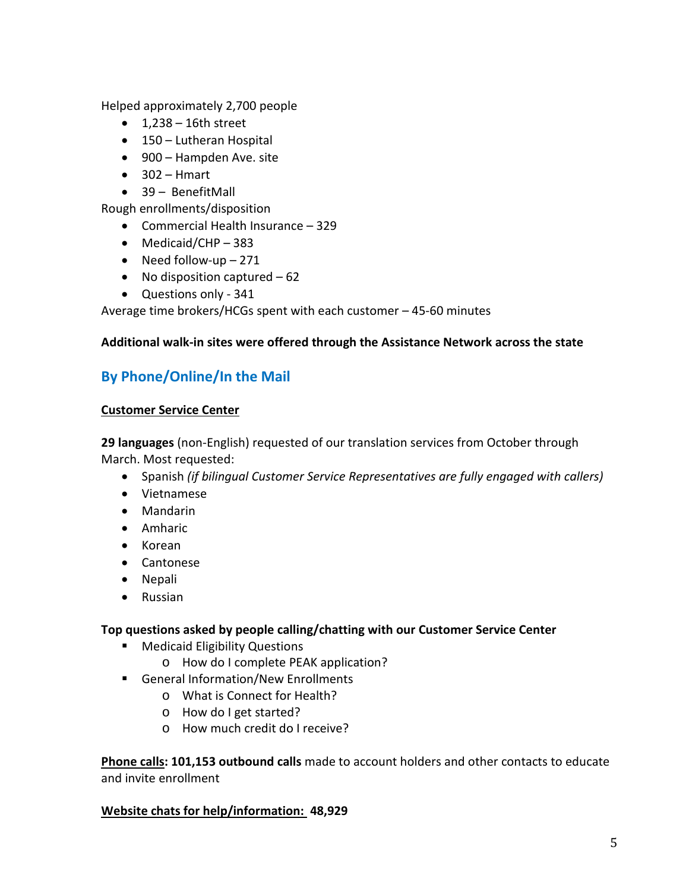Helped approximately 2,700 people

- 1,238 – 16th street
- 150 – Lutheran Hospital
- 900 – Hampden Ave. site
- 302 – Hmart
- 39 – BenefitMall

Rough enrollments/disposition

- Commercial Health Insurance – 329
- Medicaid/CHP – 383
- Need follow-up – 271
- No disposition captured – 62
- Questions only - 341

Average time brokers/HCGs spent with each customer – 45-60 minutes

**Additional walk-in sites were offered through the Assistance Network across the state**

## By Phone/Online/In the Mail

**Customer Service Center**

**29 languages** (non-English) requested of our translation services from October through March. Most requested:

- Spanish *(if bilingual Customer Service Representatives are fully engaged with callers)*
- Vietnamese
- Mandarin
- Amharic
- Korean
- Cantonese
- Nepali
- Russian

**Top questions asked by people calling/chatting with our Customer Service Center**

- Medicaid Eligibility Questions
  - How do I complete PEAK application?
- General Information/New Enrollments
  - What is Connect for Health?
  - How do I get started?
  - How much credit do I receive?

**Phone calls: 101,153 outbound calls** made to account holders and other contacts to educate and invite enrollment

**Website chats for help/information: 48,929**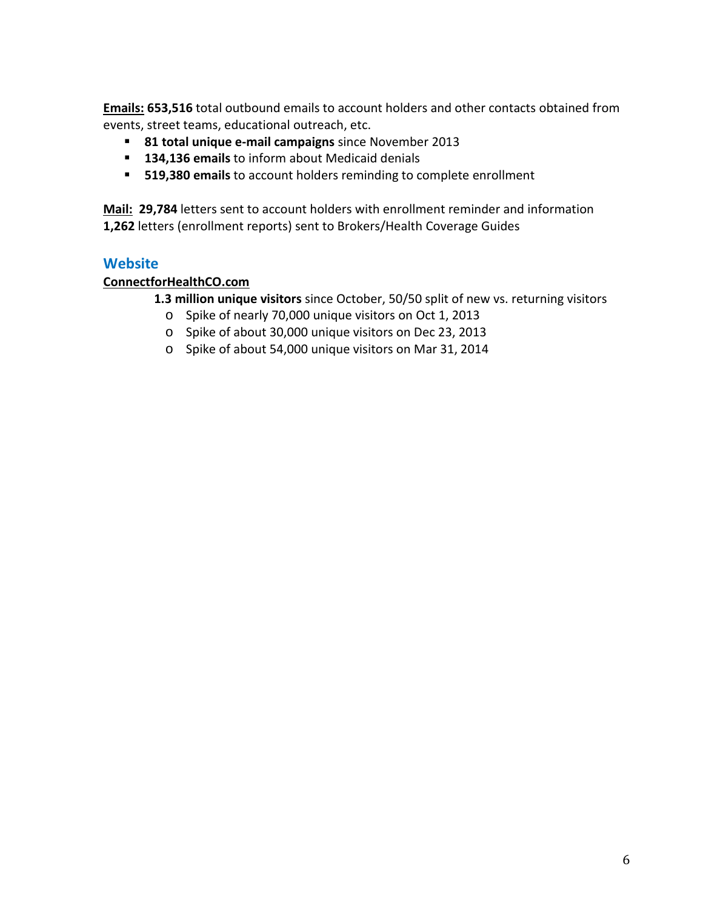**<u>Emails:</u> 653,516** total outbound emails to account holders and other contacts obtained from events, street teams, educational outreach, etc.

- **81 total unique e-mail campaigns** since November 2013
- **134,136 emails** to inform about Medicaid denials
- **519,380 emails** to account holders reminding to complete enrollment

**<u>Mail:</u> 29,784** letters sent to account holders with enrollment reminder and information
**1,262** letters (enrollment reports) sent to Brokers/Health Coverage Guides

## Website

**<u>ConnectforHealthCO.com</u>**

**1.3 million unique visitors** since October, 50/50 split of new vs. returning visitors

- Spike of nearly 70,000 unique visitors on Oct 1, 2013
- Spike of about 30,000 unique visitors on Dec 23, 2013
- Spike of about 54,000 unique visitors on Mar 31, 2014